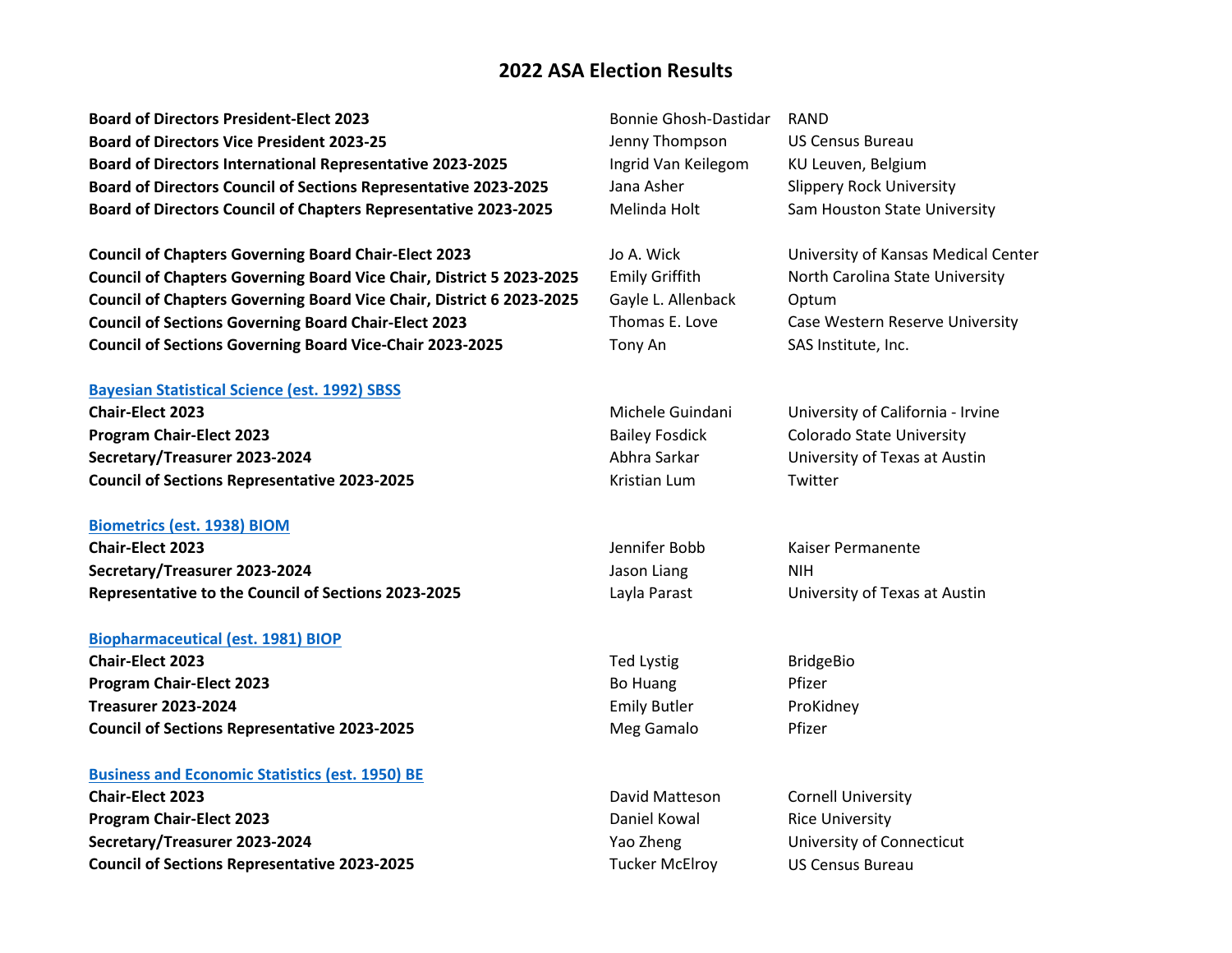# 2022 ASA Election Results

| | | |
|---|---|---|
| **Board of Directors President-Elect 2023** | Bonnie Ghosh-Dastidar | RAND |
| **Board of Directors Vice President 2023-25** | Jenny Thompson | US Census Bureau |
| **Board of Directors International Representative 2023-2025** | Ingrid Van Keilegom | KU Leuven, Belgium |
| **Board of Directors Council of Sections Representative 2023-2025** | Jana Asher | Slippery Rock University |
| **Board of Directors Council of Chapters Representative 2023-2025** | Melinda Holt | Sam Houston State University |

| | | |
|---|---|---|
| **Council of Chapters Governing Board Chair-Elect 2023** | Jo A. Wick | University of Kansas Medical Center |
| **Council of Chapters Governing Board Vice Chair, District 5 2023-2025** | Emily Griffith | North Carolina State University |
| **Council of Chapters Governing Board Vice Chair, District 6 2023-2025** | Gayle L. Allenback | Optum |
| **Council of Sections Governing Board Chair-Elect 2023** | Thomas E. Love | Case Western Reserve University |
| **Council of Sections Governing Board Vice-Chair 2023-2025** | Tony An | SAS Institute, Inc. |

**Bayesian Statistical Science (est. 1992) SBSS**

| | | |
|---|---|---|
| **Chair-Elect 2023** | Michele Guindani | University of California - Irvine |
| **Program Chair-Elect 2023** | Bailey Fosdick | Colorado State University |
| **Secretary/Treasurer 2023-2024** | Abhra Sarkar | University of Texas at Austin |
| **Council of Sections Representative 2023-2025** | Kristian Lum | Twitter |

**Biometrics (est. 1938) BIOM**

| | | |
|---|---|---|
| **Chair-Elect 2023** | Jennifer Bobb | Kaiser Permanente |
| **Secretary/Treasurer 2023-2024** | Jason Liang | NIH |
| **Representative to the Council of Sections 2023-2025** | Layla Parast | University of Texas at Austin |

**Biopharmaceutical (est. 1981) BIOP**

| | | |
|---|---|---|
| **Chair-Elect 2023** | Ted Lystig | BridgeBio |
| **Program Chair-Elect 2023** | Bo Huang | Pfizer |
| **Treasurer 2023-2024** | Emily Butler | ProKidney |
| **Council of Sections Representative 2023-2025** | Meg Gamalo | Pfizer |

**Business and Economic Statistics (est. 1950) BE**

| | | |
|---|---|---|
| **Chair-Elect 2023** | David Matteson | Cornell University |
| **Program Chair-Elect 2023** | Daniel Kowal | Rice University |
| **Secretary/Treasurer 2023-2024** | Yao Zheng | University of Connecticut |
| **Council of Sections Representative 2023-2025** | Tucker McElroy | US Census Bureau |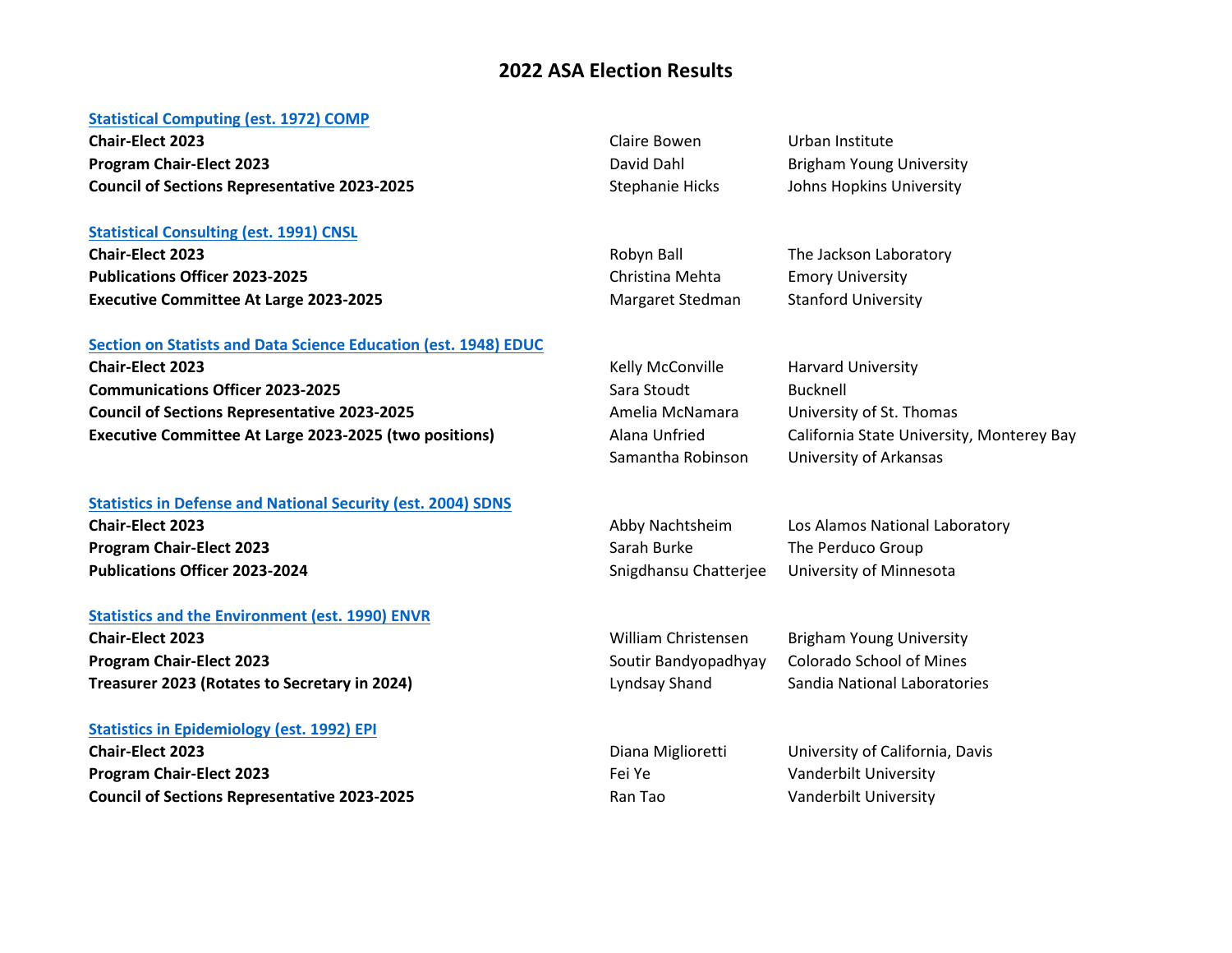# 2022 ASA Election Results

**[Statistical Computing (est. 1972) COMP]**

| | | |
|---|---|---|
| **Chair-Elect 2023** | Claire Bowen | Urban Institute |
| **Program Chair-Elect 2023** | David Dahl | Brigham Young University |
| **Council of Sections Representative 2023-2025** | Stephanie Hicks | Johns Hopkins University |

**[Statistical Consulting (est. 1991) CNSL]**

| | | |
|---|---|---|
| **Chair-Elect 2023** | Robyn Ball | The Jackson Laboratory |
| **Publications Officer 2023-2025** | Christina Mehta | Emory University |
| **Executive Committee At Large 2023-2025** | Margaret Stedman | Stanford University |

**[Section on Statists and Data Science Education (est. 1948) EDUC]**

| | | |
|---|---|---|
| **Chair-Elect 2023** | Kelly McConville | Harvard University |
| **Communications Officer 2023-2025** | Sara Stoudt | Bucknell |
| **Council of Sections Representative 2023-2025** | Amelia McNamara | University of St. Thomas |
| **Executive Committee At Large 2023-2025 (two positions)** | Alana Unfried | California State University, Monterey Bay |
| | Samantha Robinson | University of Arkansas |

**[Statistics in Defense and National Security (est. 2004) SDNS]**

| | | |
|---|---|---|
| **Chair-Elect 2023** | Abby Nachtsheim | Los Alamos National Laboratory |
| **Program Chair-Elect 2023** | Sarah Burke | The Perduco Group |
| **Publications Officer 2023-2024** | Snigdhansu Chatterjee | University of Minnesota |

**[Statistics and the Environment (est. 1990) ENVR]**

| | | |
|---|---|---|
| **Chair-Elect 2023** | William Christensen | Brigham Young University |
| **Program Chair-Elect 2023** | Soutir Bandyopadhyay | Colorado School of Mines |
| **Treasurer 2023 (Rotates to Secretary in 2024)** | Lyndsay Shand | Sandia National Laboratories |

**[Statistics in Epidemiology (est. 1992) EPI]**

| | | |
|---|---|---|
| **Chair-Elect 2023** | Diana Miglioretti | University of California, Davis |
| **Program Chair-Elect 2023** | Fei Ye | Vanderbilt University |
| **Council of Sections Representative 2023-2025** | Ran Tao | Vanderbilt University |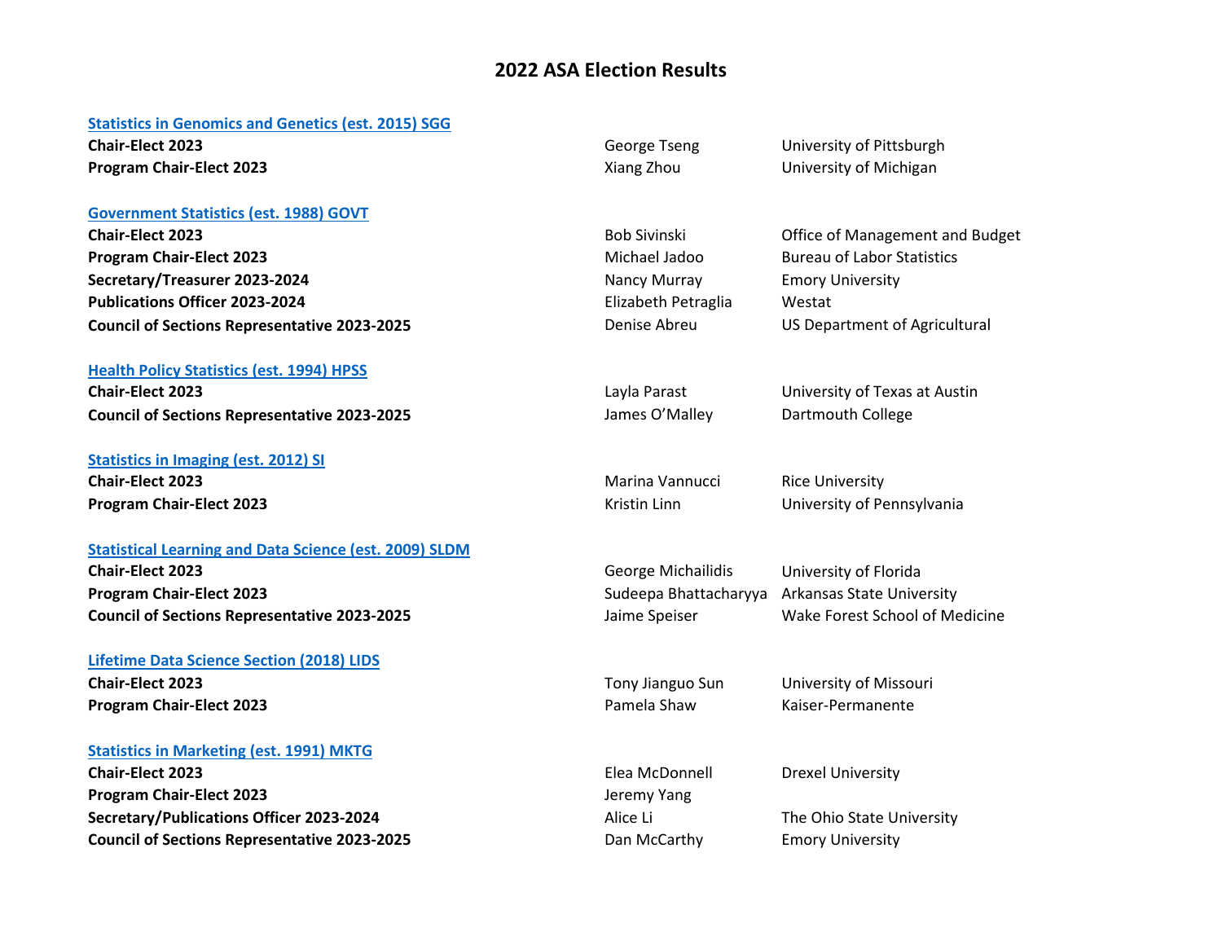# 2022 ASA Election Results

**[Statistics in Genomics and Genetics (est. 2015) SGG]**

| | | |
|---|---|---|
| **Chair-Elect 2023** | George Tseng | University of Pittsburgh |
| **Program Chair-Elect 2023** | Xiang Zhou | University of Michigan |

**[Government Statistics (est. 1988) GOVT]**

| | | |
|---|---|---|
| **Chair-Elect 2023** | Bob Sivinski | Office of Management and Budget |
| **Program Chair-Elect 2023** | Michael Jadoo | Bureau of Labor Statistics |
| **Secretary/Treasurer 2023-2024** | Nancy Murray | Emory University |
| **Publications Officer 2023-2024** | Elizabeth Petraglia | Westat |
| **Council of Sections Representative 2023-2025** | Denise Abreu | US Department of Agricultural |

**[Health Policy Statistics (est. 1994) HPSS]**

| | | |
|---|---|---|
| **Chair-Elect 2023** | Layla Parast | University of Texas at Austin |
| **Council of Sections Representative 2023-2025** | James O'Malley | Dartmouth College |

**[Statistics in Imaging (est. 2012) SI]**

| | | |
|---|---|---|
| **Chair-Elect 2023** | Marina Vannucci | Rice University |
| **Program Chair-Elect 2023** | Kristin Linn | University of Pennsylvania |

**[Statistical Learning and Data Science (est. 2009) SLDM]**

| | | |
|---|---|---|
| **Chair-Elect 2023** | George Michailidis | University of Florida |
| **Program Chair-Elect 2023** | Sudeepa Bhattacharyya | Arkansas State University |
| **Council of Sections Representative 2023-2025** | Jaime Speiser | Wake Forest School of Medicine |

**[Lifetime Data Science Section (2018) LIDS]**

| | | |
|---|---|---|
| **Chair-Elect 2023** | Tony Jianguo Sun | University of Missouri |
| **Program Chair-Elect 2023** | Pamela Shaw | Kaiser-Permanente |

**[Statistics in Marketing (est. 1991) MKTG]**

| | | |
|---|---|---|
| **Chair-Elect 2023** | Elea McDonnell | Drexel University |
| **Program Chair-Elect 2023** | Jeremy Yang | |
| **Secretary/Publications Officer 2023-2024** | Alice Li | The Ohio State University |
| **Council of Sections Representative 2023-2025** | Dan McCarthy | Emory University |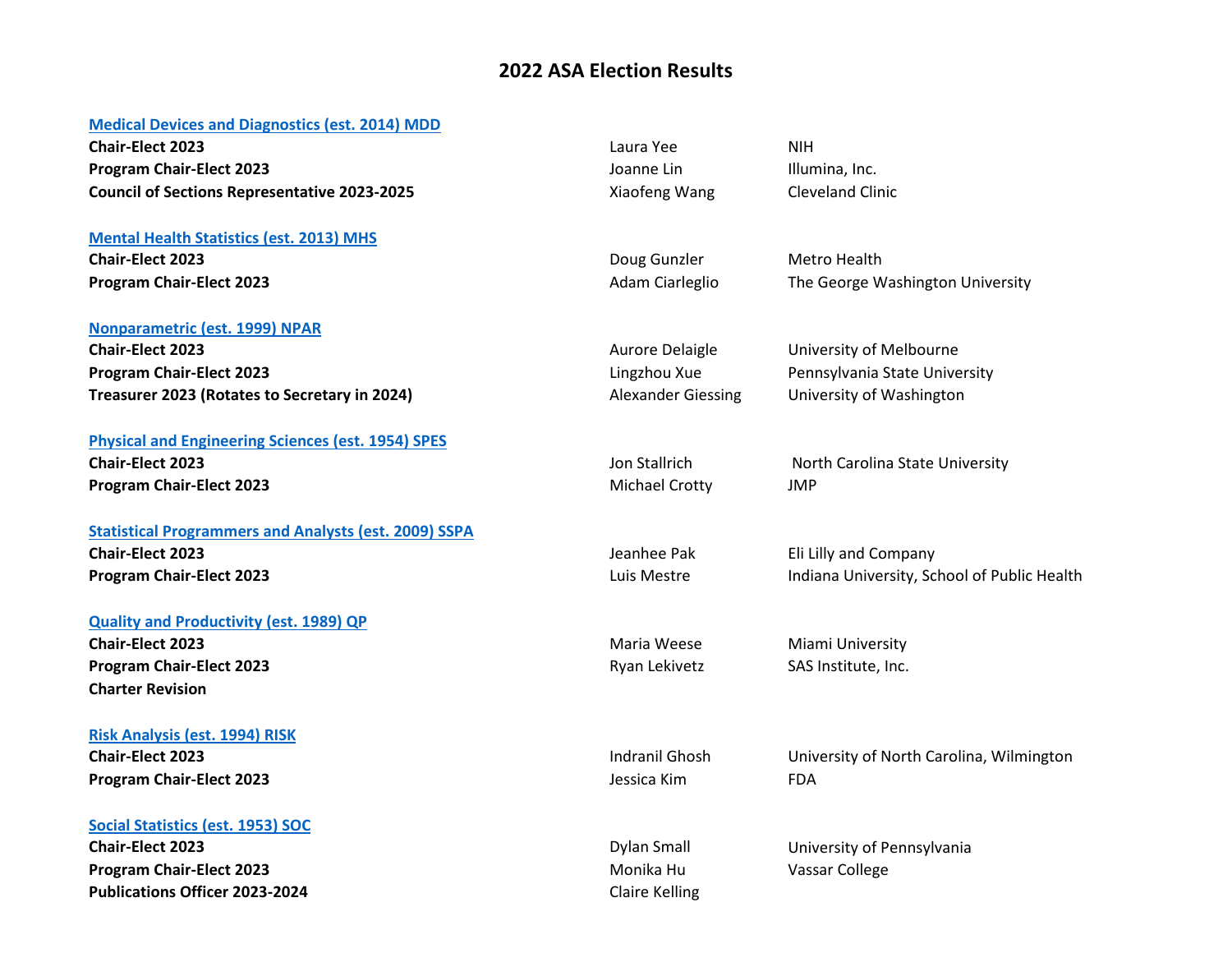# 2022 ASA Election Results

## Medical Devices and Diagnostics (est. 2014) MDD

| | | |
|---|---|---|
| **Chair-Elect 2023** | Laura Yee | NIH |
| **Program Chair-Elect 2023** | Joanne Lin | Illumina, Inc. |
| **Council of Sections Representative 2023-2025** | Xiaofeng Wang | Cleveland Clinic |

## Mental Health Statistics (est. 2013) MHS

| | | |
|---|---|---|
| **Chair-Elect 2023** | Doug Gunzler | Metro Health |
| **Program Chair-Elect 2023** | Adam Ciarleglio | The George Washington University |

## Nonparametric (est. 1999) NPAR

| | | |
|---|---|---|
| **Chair-Elect 2023** | Aurore Delaigle | University of Melbourne |
| **Program Chair-Elect 2023** | Lingzhou Xue | Pennsylvania State University |
| **Treasurer 2023 (Rotates to Secretary in 2024)** | Alexander Giessing | University of Washington |

## Physical and Engineering Sciences (est. 1954) SPES

| | | |
|---|---|---|
| **Chair-Elect 2023** | Jon Stallrich | North Carolina State University |
| **Program Chair-Elect 2023** | Michael Crotty | JMP |

## Statistical Programmers and Analysts (est. 2009) SSPA

| | | |
|---|---|---|
| **Chair-Elect 2023** | Jeanhee Pak | Eli Lilly and Company |
| **Program Chair-Elect 2023** | Luis Mestre | Indiana University, School of Public Health |

## Quality and Productivity (est. 1989) QP

| | | |
|---|---|---|
| **Chair-Elect 2023** | Maria Weese | Miami University |
| **Program Chair-Elect 2023** | Ryan Lekivetz | SAS Institute, Inc. |
| **Charter Revision** | | |

## Risk Analysis (est. 1994) RISK

| | | |
|---|---|---|
| **Chair-Elect 2023** | Indranil Ghosh | University of North Carolina, Wilmington |
| **Program Chair-Elect 2023** | Jessica Kim | FDA |

## Social Statistics (est. 1953) SOC

| | | |
|---|---|---|
| **Chair-Elect 2023** | Dylan Small | University of Pennsylvania |
| **Program Chair-Elect 2023** | Monika Hu | Vassar College |
| **Publications Officer 2023-2024** | Claire Kelling | |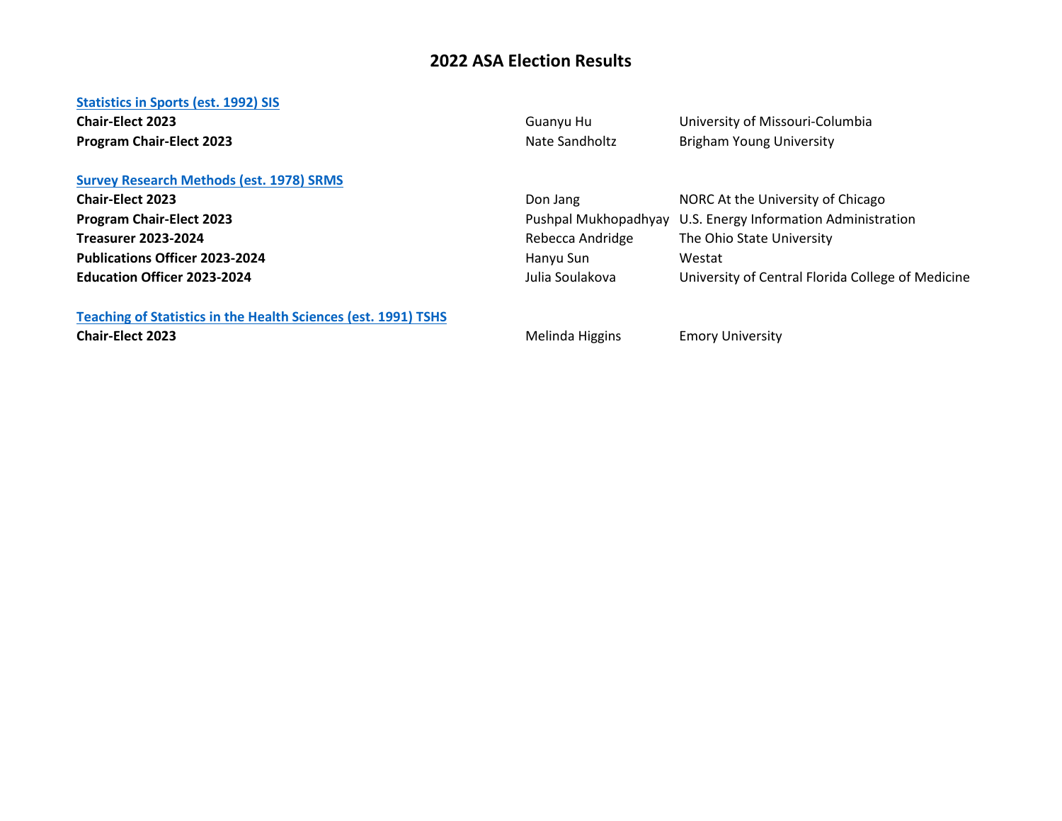# 2022 ASA Election Results

**Statistics in Sports (est. 1992) SIS**

| | | |
|---|---|---|
| **Chair-Elect 2023** | Guanyu Hu | University of Missouri-Columbia |
| **Program Chair-Elect 2023** | Nate Sandholtz | Brigham Young University |

**Survey Research Methods (est. 1978) SRMS**

| | | |
|---|---|---|
| **Chair-Elect 2023** | Don Jang | NORC At the University of Chicago |
| **Program Chair-Elect 2023** | Pushpal Mukhopadhyay | U.S. Energy Information Administration |
| **Treasurer 2023-2024** | Rebecca Andridge | The Ohio State University |
| **Publications Officer 2023-2024** | Hanyu Sun | Westat |
| **Education Officer 2023-2024** | Julia Soulakova | University of Central Florida College of Medicine |

**Teaching of Statistics in the Health Sciences (est. 1991) TSHS**

| | | |
|---|---|---|
| **Chair-Elect 2023** | Melinda Higgins | Emory University |